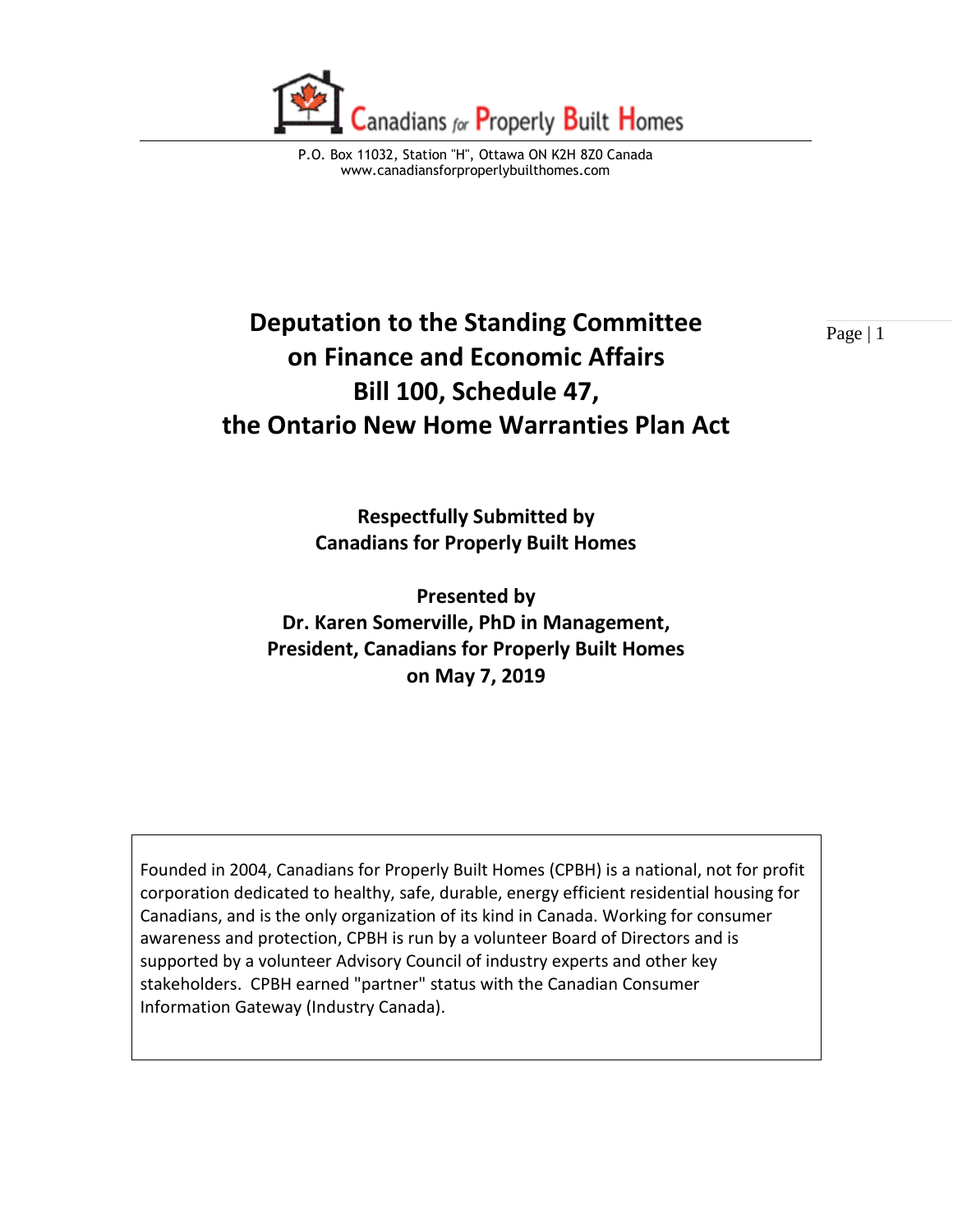Canadians for Properly Built Homes

P.O. Box 11032, Station "H", Ottawa ON K2H 8Z0 Canada
www.canadiansforproperlybuilthomes.com

# Deputation to the Standing Committee on Finance and Economic Affairs Bill 100, Schedule 47, the Ontario New Home Warranties Plan Act

**Respectfully Submitted by**
**Canadians for Properly Built Homes**

**Presented by**
**Dr. Karen Somerville, PhD in Management,**
**President, Canadians for Properly Built Homes**
**on May 7, 2019**

Founded in 2004, Canadians for Properly Built Homes (CPBH) is a national, not for profit corporation dedicated to healthy, safe, durable, energy efficient residential housing for Canadians, and is the only organization of its kind in Canada. Working for consumer awareness and protection, CPBH is run by a volunteer Board of Directors and is supported by a volunteer Advisory Council of industry experts and other key stakeholders. CPBH earned "partner" status with the Canadian Consumer Information Gateway (Industry Canada).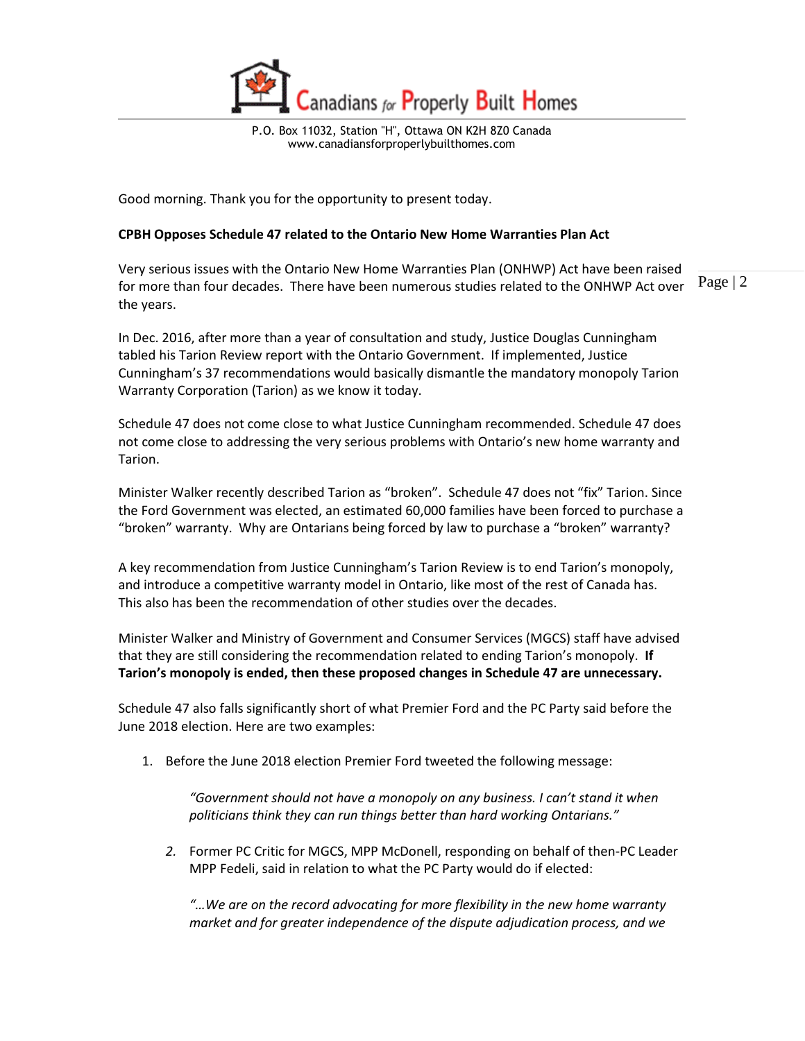# Canadians for Properly Built Homes

P.O. Box 11032, Station "H", Ottawa ON K2H 8Z0 Canada
www.canadiansforproperlybuilthomes.com

Good morning. Thank you for the opportunity to present today.

**CPBH Opposes Schedule 47 related to the Ontario New Home Warranties Plan Act**

Very serious issues with the Ontario New Home Warranties Plan (ONHWP) Act have been raised for more than four decades. There have been numerous studies related to the ONHWP Act over the years.

In Dec. 2016, after more than a year of consultation and study, Justice Douglas Cunningham tabled his Tarion Review report with the Ontario Government. If implemented, Justice Cunningham's 37 recommendations would basically dismantle the mandatory monopoly Tarion Warranty Corporation (Tarion) as we know it today.

Schedule 47 does not come close to what Justice Cunningham recommended. Schedule 47 does not come close to addressing the very serious problems with Ontario's new home warranty and Tarion.

Minister Walker recently described Tarion as "broken". Schedule 47 does not "fix" Tarion. Since the Ford Government was elected, an estimated 60,000 families have been forced to purchase a "broken" warranty. Why are Ontarians being forced by law to purchase a "broken" warranty?

A key recommendation from Justice Cunningham's Tarion Review is to end Tarion's monopoly, and introduce a competitive warranty model in Ontario, like most of the rest of Canada has. This also has been the recommendation of other studies over the decades.

Minister Walker and Ministry of Government and Consumer Services (MGCS) staff have advised that they are still considering the recommendation related to ending Tarion's monopoly. **If Tarion's monopoly is ended, then these proposed changes in Schedule 47 are unnecessary.**

Schedule 47 also falls significantly short of what Premier Ford and the PC Party said before the June 2018 election. Here are two examples:

1. Before the June 2018 election Premier Ford tweeted the following message:

   *"Government should not have a monopoly on any business. I can't stand it when politicians think they can run things better than hard working Ontarians."*

2. Former PC Critic for MGCS, MPP McDonell, responding on behalf of then-PC Leader MPP Fedeli, said in relation to what the PC Party would do if elected:

   *"…We are on the record advocating for more flexibility in the new home warranty market and for greater independence of the dispute adjudication process, and we*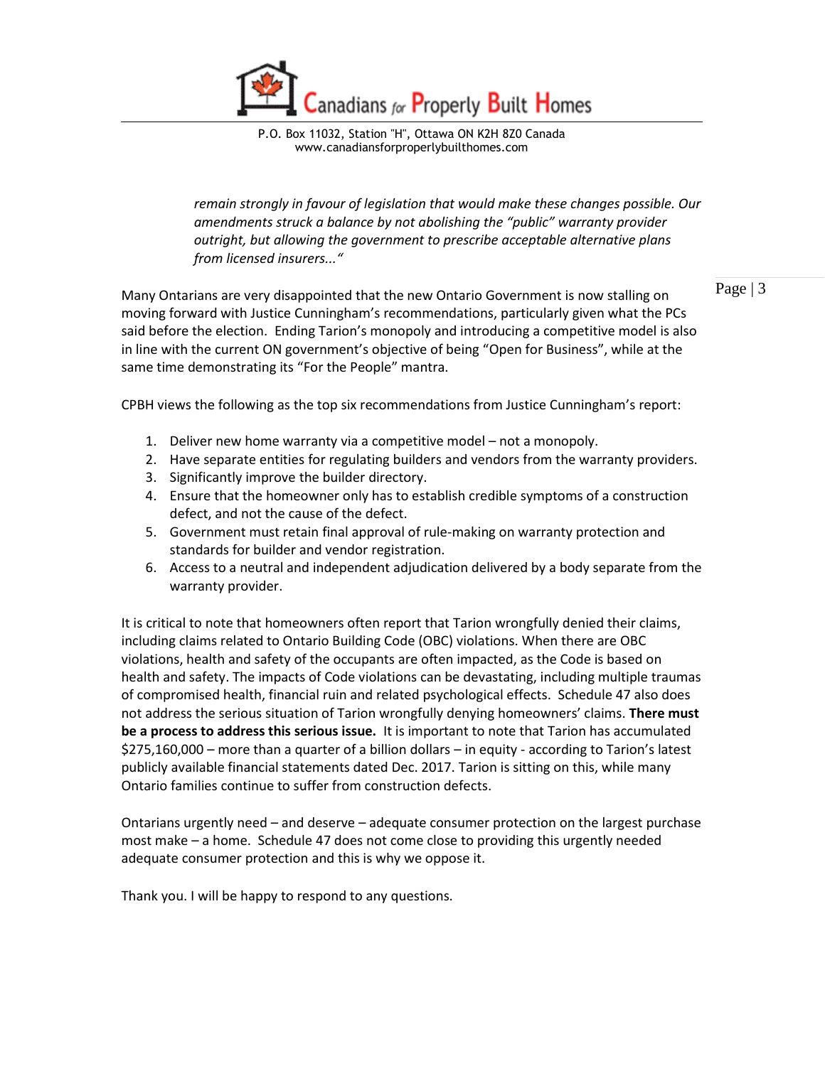*remain strongly in favour of legislation that would make these changes possible. Our amendments struck a balance by not abolishing the "public" warranty provider outright, but allowing the government to prescribe acceptable alternative plans from licensed insurers..."*

Many Ontarians are very disappointed that the new Ontario Government is now stalling on moving forward with Justice Cunningham's recommendations, particularly given what the PCs said before the election. Ending Tarion's monopoly and introducing a competitive model is also in line with the current ON government's objective of being "Open for Business", while at the same time demonstrating its "For the People" mantra.

CPBH views the following as the top six recommendations from Justice Cunningham's report:

1. Deliver new home warranty via a competitive model – not a monopoly.
2. Have separate entities for regulating builders and vendors from the warranty providers.
3. Significantly improve the builder directory.
4. Ensure that the homeowner only has to establish credible symptoms of a construction defect, and not the cause of the defect.
5. Government must retain final approval of rule-making on warranty protection and standards for builder and vendor registration.
6. Access to a neutral and independent adjudication delivered by a body separate from the warranty provider.

It is critical to note that homeowners often report that Tarion wrongfully denied their claims, including claims related to Ontario Building Code (OBC) violations. When there are OBC violations, health and safety of the occupants are often impacted, as the Code is based on health and safety. The impacts of Code violations can be devastating, including multiple traumas of compromised health, financial ruin and related psychological effects. Schedule 47 also does not address the serious situation of Tarion wrongfully denying homeowners' claims. **There must be a process to address this serious issue.** It is important to note that Tarion has accumulated $275,160,000 – more than a quarter of a billion dollars – in equity - according to Tarion's latest publicly available financial statements dated Dec. 2017. Tarion is sitting on this, while many Ontario families continue to suffer from construction defects.

Ontarians urgently need – and deserve – adequate consumer protection on the largest purchase most make – a home. Schedule 47 does not come close to providing this urgently needed adequate consumer protection and this is why we oppose it.

Thank you. I will be happy to respond to any questions.